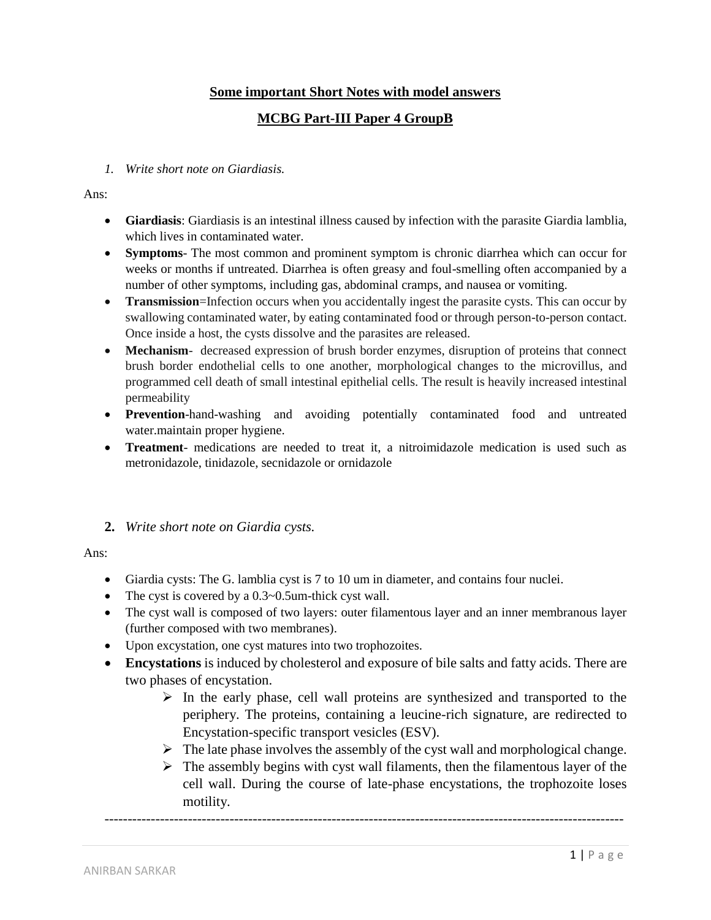**Some important Short Notes with model answers**

**MCBG Part-III Paper 4 GroupB**

1. *Write short note on Giardiasis.*

Ans:

- **Giardiasis**: Giardiasis is an intestinal illness caused by infection with the parasite Giardia lamblia, which lives in contaminated water.
- **Symptoms**- The most common and prominent symptom is chronic diarrhea which can occur for weeks or months if untreated. Diarrhea is often greasy and foul-smelling often accompanied by a number of other symptoms, including gas, abdominal cramps, and nausea or vomiting.
- **Transmission**=Infection occurs when you accidentally ingest the parasite cysts. This can occur by swallowing contaminated water, by eating contaminated food or through person-to-person contact. Once inside a host, the cysts dissolve and the parasites are released.
- **Mechanism**- decreased expression of brush border enzymes, disruption of proteins that connect brush border endothelial cells to one another, morphological changes to the microvillus, and programmed cell death of small intestinal epithelial cells. The result is heavily increased intestinal permeability
- **Prevention**-hand-washing and avoiding potentially contaminated food and untreated water.maintain proper hygiene.
- **Treatment**- medications are needed to treat it, a nitroimidazole medication is used such as metronidazole, tinidazole, secnidazole or ornidazole

2. *Write short note on Giardia cysts.*

Ans:

- Giardia cysts: The G. lamblia cyst is 7 to 10 um in diameter, and contains four nuclei.
- The cyst is covered by a 0.3~0.5um-thick cyst wall.
- The cyst wall is composed of two layers: outer filamentous layer and an inner membranous layer (further composed with two membranes).
- Upon excystation, one cyst matures into two trophozoites.
- **Encystations** is induced by cholesterol and exposure of bile salts and fatty acids. There are two phases of encystation.
  - In the early phase, cell wall proteins are synthesized and transported to the periphery. The proteins, containing a leucine-rich signature, are redirected to Encystation-specific transport vesicles (ESV).
  - The late phase involves the assembly of the cyst wall and morphological change.
  - The assembly begins with cyst wall filaments, then the filamentous layer of the cell wall. During the course of late-phase encystations, the trophozoite loses motility.

---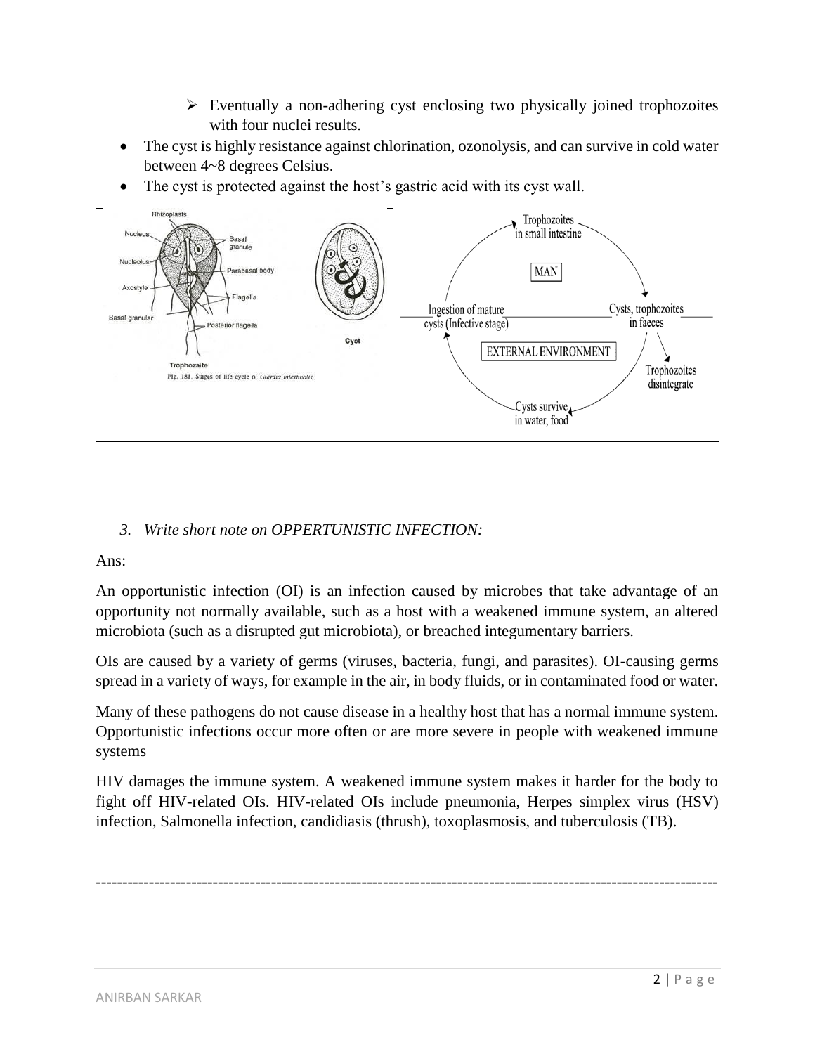- ➢ Eventually a non-adhering cyst enclosing two physically joined trophozoites with four nuclei results.

- The cyst is highly resistance against chlorination, ozonolysis, and can survive in cold water between 4~8 degrees Celsius.
- The cyst is protected against the host's gastric acid with its cyst wall.

Fig. 181. Stages of life cycle of *Giardia intestinalis.*

*3. Write short note on OPPERTUNISTIC INFECTION:*

Ans:

An opportunistic infection (OI) is an infection caused by microbes that take advantage of an opportunity not normally available, such as a host with a weakened immune system, an altered microbiota (such as a disrupted gut microbiota), or breached integumentary barriers.

OIs are caused by a variety of germs (viruses, bacteria, fungi, and parasites). OI-causing germs spread in a variety of ways, for example in the air, in body fluids, or in contaminated food or water.

Many of these pathogens do not cause disease in a healthy host that has a normal immune system. Opportunistic infections occur more often or are more severe in people with weakened immune systems

HIV damages the immune system. A weakened immune system makes it harder for the body to fight off HIV-related OIs. HIV-related OIs include pneumonia, Herpes simplex virus (HSV) infection, Salmonella infection, candidiasis (thrush), toxoplasmosis, and tuberculosis (TB).

---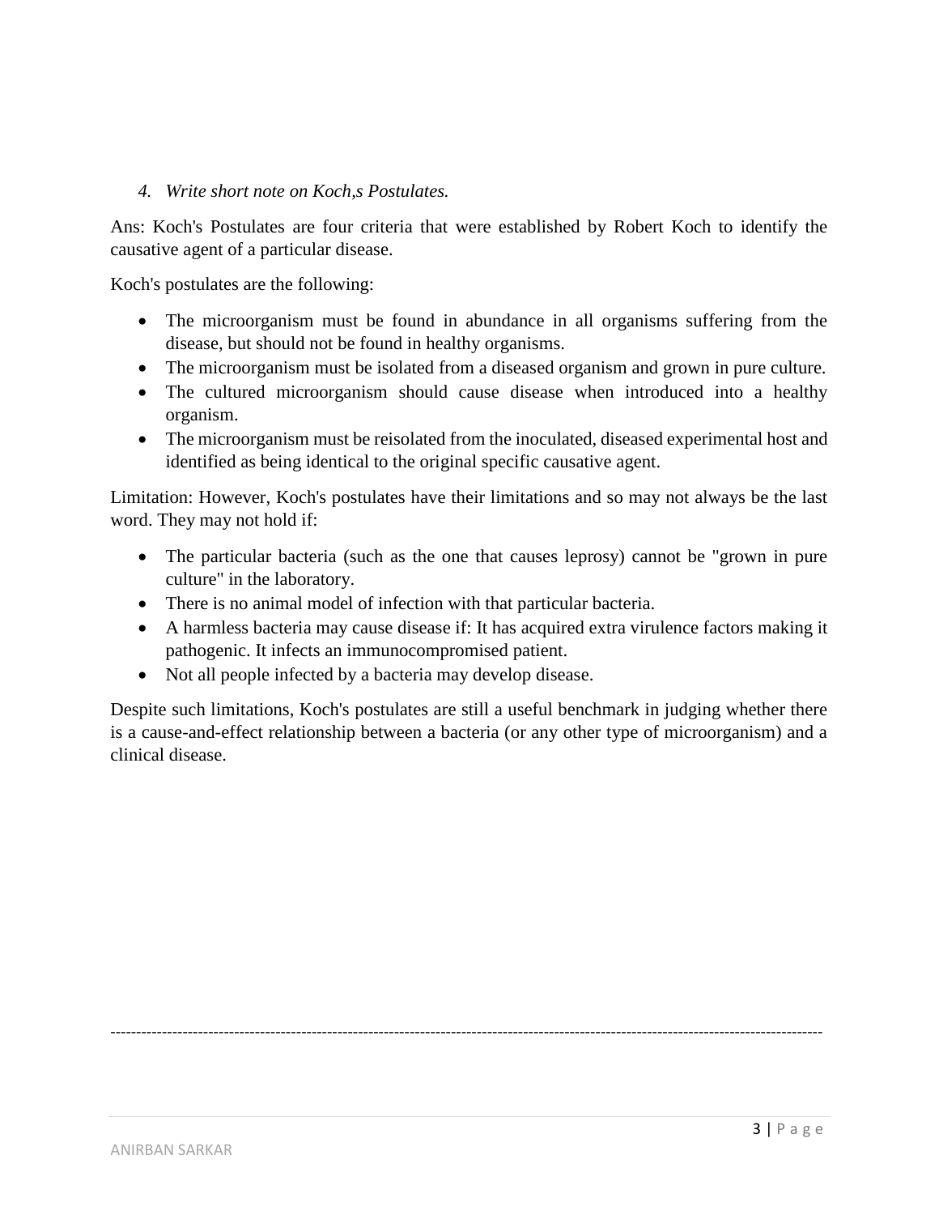4. *Write short note on Koch,s Postulates.*

Ans: Koch's Postulates are four criteria that were established by Robert Koch to identify the causative agent of a particular disease.

Koch's postulates are the following:

- The microorganism must be found in abundance in all organisms suffering from the disease, but should not be found in healthy organisms.
- The microorganism must be isolated from a diseased organism and grown in pure culture.
- The cultured microorganism should cause disease when introduced into a healthy organism.
- The microorganism must be reisolated from the inoculated, diseased experimental host and identified as being identical to the original specific causative agent.

Limitation: However, Koch's postulates have their limitations and so may not always be the last word. They may not hold if:

- The particular bacteria (such as the one that causes leprosy) cannot be "grown in pure culture" in the laboratory.
- There is no animal model of infection with that particular bacteria.
- A harmless bacteria may cause disease if: It has acquired extra virulence factors making it pathogenic. It infects an immunocompromised patient.
- Not all people infected by a bacteria may develop disease.

Despite such limitations, Koch's postulates are still a useful benchmark in judging whether there is a cause-and-effect relationship between a bacteria (or any other type of microorganism) and a clinical disease.

---